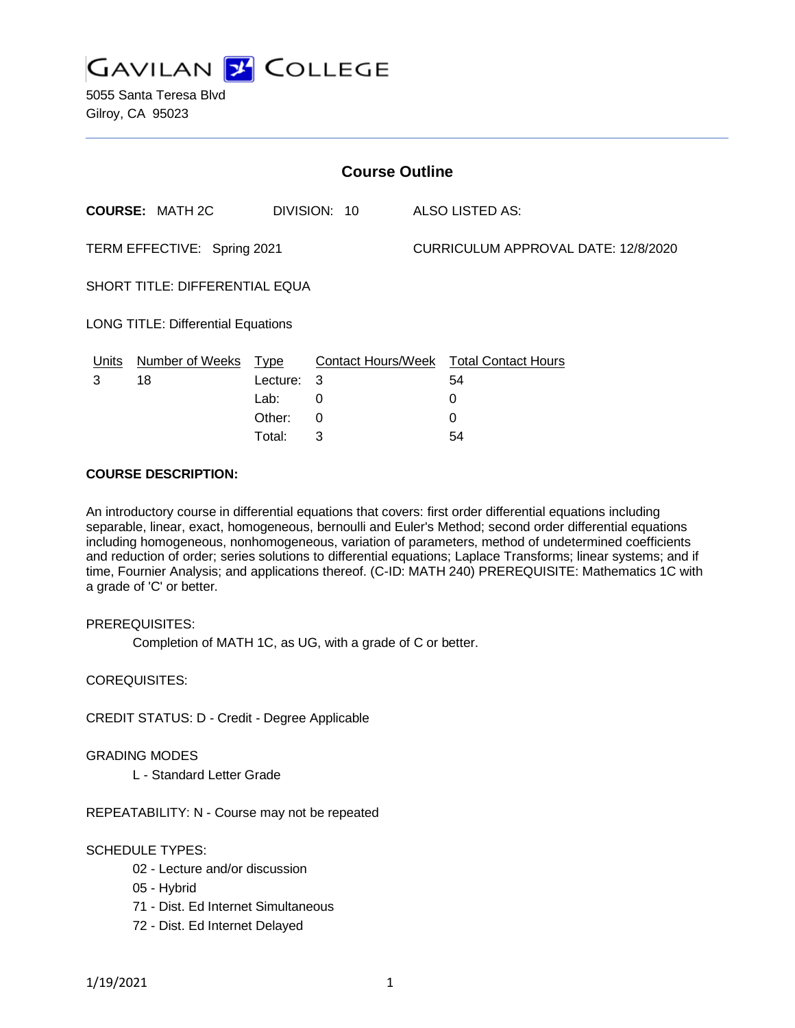# GAVILAN COLLEGE

5055 Santa Teresa Blvd
Gilroy, CA 95023

## Course Outline

**COURSE:** MATH 2C  DIVISION: 10  ALSO LISTED AS:

TERM EFFECTIVE: Spring 2021  CURRICULUM APPROVAL DATE: 12/8/2020

SHORT TITLE: DIFFERENTIAL EQUA

LONG TITLE: Differential Equations

| Units | Number of Weeks | Type | Contact Hours/Week | Total Contact Hours |
|---|---|---|---|---|
| 3 | 18 | Lecture: | 3 | 54 |
| | | Lab: | 0 | 0 |
| | | Other: | 0 | 0 |
| | | Total: | 3 | 54 |

**COURSE DESCRIPTION:**

An introductory course in differential equations that covers: first order differential equations including separable, linear, exact, homogeneous, bernoulli and Euler's Method; second order differential equations including homogeneous, nonhomogeneous, variation of parameters, method of undetermined coefficients and reduction of order; series solutions to differential equations; Laplace Transforms; linear systems; and if time, Fournier Analysis; and applications thereof. (C-ID: MATH 240) PREREQUISITE: Mathematics 1C with a grade of 'C' or better.

PREREQUISITES:

Completion of MATH 1C, as UG, with a grade of C or better.

COREQUISITES:

CREDIT STATUS: D - Credit - Degree Applicable

GRADING MODES

L - Standard Letter Grade

REPEATABILITY: N - Course may not be repeated

SCHEDULE TYPES:

02 - Lecture and/or discussion
05 - Hybrid
71 - Dist. Ed Internet Simultaneous
72 - Dist. Ed Internet Delayed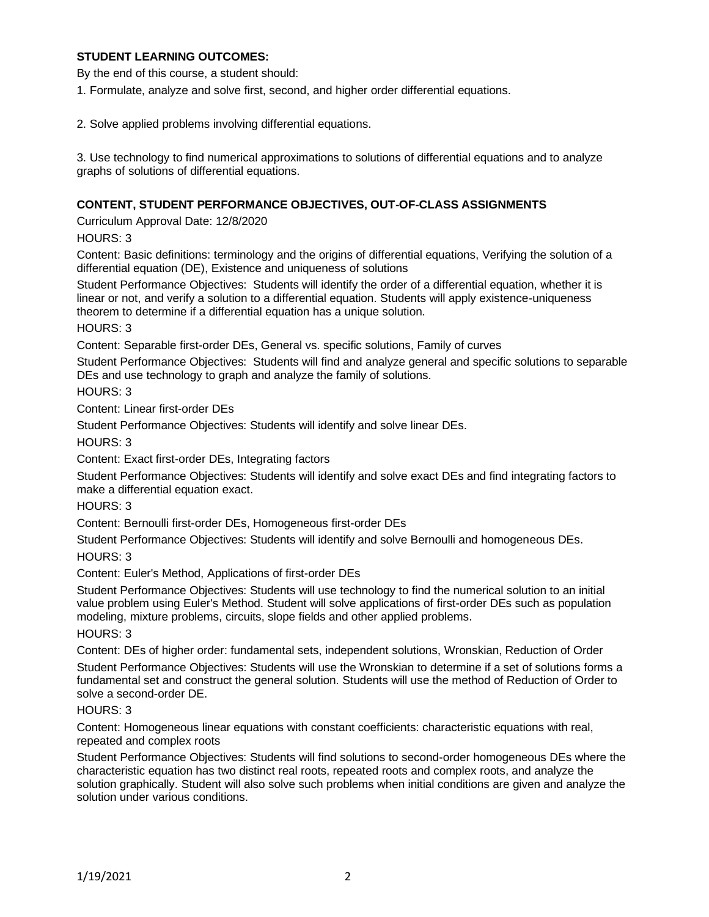**STUDENT LEARNING OUTCOMES:**

By the end of this course, a student should:

1. Formulate, analyze and solve first, second, and higher order differential equations.

2. Solve applied problems involving differential equations.

3. Use technology to find numerical approximations to solutions of differential equations and to analyze graphs of solutions of differential equations.

**CONTENT, STUDENT PERFORMANCE OBJECTIVES, OUT-OF-CLASS ASSIGNMENTS**

Curriculum Approval Date: 12/8/2020

HOURS: 3

Content: Basic definitions: terminology and the origins of differential equations, Verifying the solution of a differential equation (DE), Existence and uniqueness of solutions

Student Performance Objectives: Students will identify the order of a differential equation, whether it is linear or not, and verify a solution to a differential equation. Students will apply existence-uniqueness theorem to determine if a differential equation has a unique solution.

HOURS: 3

Content: Separable first-order DEs, General vs. specific solutions, Family of curves

Student Performance Objectives: Students will find and analyze general and specific solutions to separable DEs and use technology to graph and analyze the family of solutions.

HOURS: 3

Content: Linear first-order DEs

Student Performance Objectives: Students will identify and solve linear DEs.

HOURS: 3

Content: Exact first-order DEs, Integrating factors

Student Performance Objectives: Students will identify and solve exact DEs and find integrating factors to make a differential equation exact.

HOURS: 3

Content: Bernoulli first-order DEs, Homogeneous first-order DEs

Student Performance Objectives: Students will identify and solve Bernoulli and homogeneous DEs.

HOURS: 3

Content: Euler's Method, Applications of first-order DEs

Student Performance Objectives: Students will use technology to find the numerical solution to an initial value problem using Euler's Method. Student will solve applications of first-order DEs such as population modeling, mixture problems, circuits, slope fields and other applied problems.

HOURS: 3

Content: DEs of higher order: fundamental sets, independent solutions, Wronskian, Reduction of Order

Student Performance Objectives: Students will use the Wronskian to determine if a set of solutions forms a fundamental set and construct the general solution. Students will use the method of Reduction of Order to solve a second-order DE.

HOURS: 3

Content: Homogeneous linear equations with constant coefficients: characteristic equations with real, repeated and complex roots

Student Performance Objectives: Students will find solutions to second-order homogeneous DEs where the characteristic equation has two distinct real roots, repeated roots and complex roots, and analyze the solution graphically. Student will also solve such problems when initial conditions are given and analyze the solution under various conditions.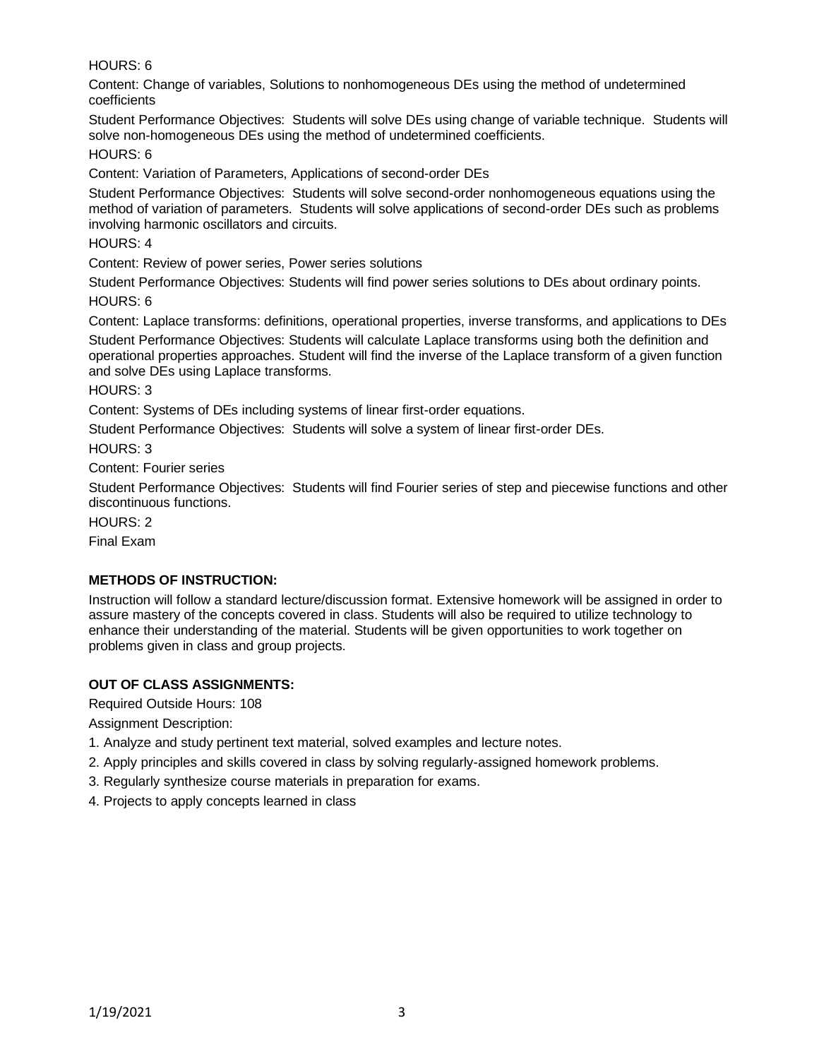HOURS: 6

Content: Change of variables, Solutions to nonhomogeneous DEs using the method of undetermined coefficients

Student Performance Objectives: Students will solve DEs using change of variable technique. Students will solve non-homogeneous DEs using the method of undetermined coefficients.

HOURS: 6

Content: Variation of Parameters, Applications of second-order DEs

Student Performance Objectives: Students will solve second-order nonhomogeneous equations using the method of variation of parameters. Students will solve applications of second-order DEs such as problems involving harmonic oscillators and circuits.

HOURS: 4

Content: Review of power series, Power series solutions

Student Performance Objectives: Students will find power series solutions to DEs about ordinary points.

HOURS: 6

Content: Laplace transforms: definitions, operational properties, inverse transforms, and applications to DEs

Student Performance Objectives: Students will calculate Laplace transforms using both the definition and operational properties approaches. Student will find the inverse of the Laplace transform of a given function and solve DEs using Laplace transforms.

HOURS: 3

Content: Systems of DEs including systems of linear first-order equations.

Student Performance Objectives: Students will solve a system of linear first-order DEs.

HOURS: 3

Content: Fourier series

Student Performance Objectives: Students will find Fourier series of step and piecewise functions and other discontinuous functions.

HOURS: 2

Final Exam

## METHODS OF INSTRUCTION:

Instruction will follow a standard lecture/discussion format. Extensive homework will be assigned in order to assure mastery of the concepts covered in class. Students will also be required to utilize technology to enhance their understanding of the material. Students will be given opportunities to work together on problems given in class and group projects.

## OUT OF CLASS ASSIGNMENTS:

Required Outside Hours: 108

Assignment Description:

1. Analyze and study pertinent text material, solved examples and lecture notes.
2. Apply principles and skills covered in class by solving regularly-assigned homework problems.
3. Regularly synthesize course materials in preparation for exams.
4. Projects to apply concepts learned in class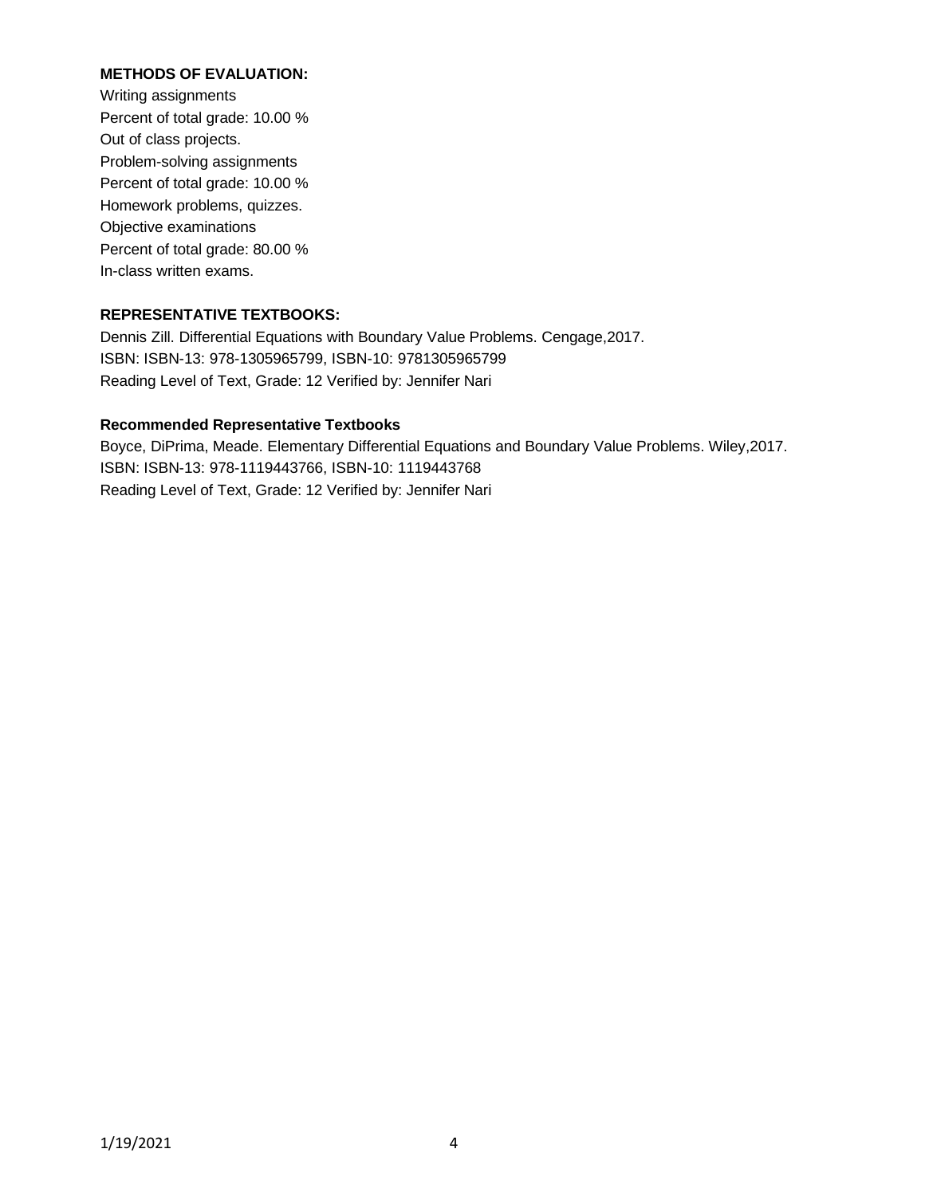**METHODS OF EVALUATION:**

Writing assignments
Percent of total grade: 10.00 %
Out of class projects.
Problem-solving assignments
Percent of total grade: 10.00 %
Homework problems, quizzes.
Objective examinations
Percent of total grade: 80.00 %
In-class written exams.

**REPRESENTATIVE TEXTBOOKS:**

Dennis Zill. Differential Equations with Boundary Value Problems. Cengage,2017.
ISBN: ISBN-13: 978-1305965799, ISBN-10: 9781305965799
Reading Level of Text, Grade: 12 Verified by: Jennifer Nari

**Recommended Representative Textbooks**

Boyce, DiPrima, Meade. Elementary Differential Equations and Boundary Value Problems. Wiley,2017.
ISBN: ISBN-13: 978-1119443766, ISBN-10: 1119443768
Reading Level of Text, Grade: 12 Verified by: Jennifer Nari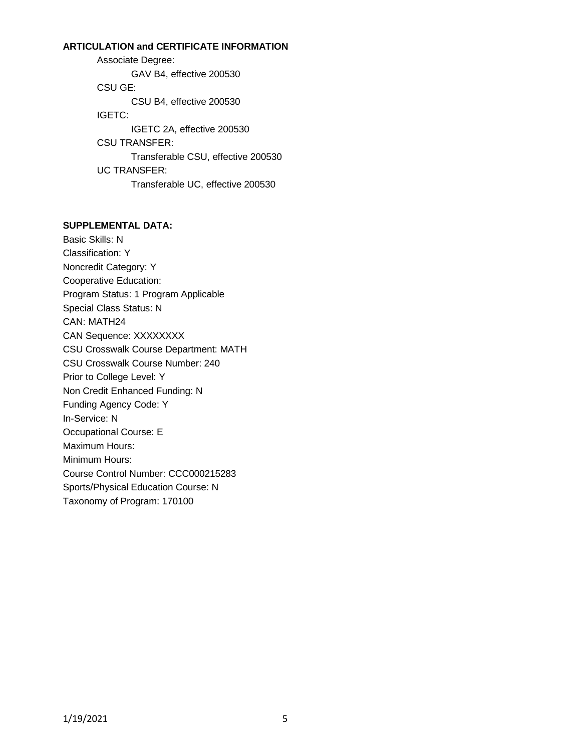**ARTICULATION and CERTIFICATE INFORMATION**

- Associate Degree:
  - GAV B4, effective 200530
- CSU GE:
  - CSU B4, effective 200530
- IGETC:
  - IGETC 2A, effective 200530
- CSU TRANSFER:
  - Transferable CSU, effective 200530
- UC TRANSFER:
  - Transferable UC, effective 200530

**SUPPLEMENTAL DATA:**

Basic Skills: N
Classification: Y
Noncredit Category: Y
Cooperative Education:
Program Status: 1 Program Applicable
Special Class Status: N
CAN: MATH24
CAN Sequence: XXXXXXXX
CSU Crosswalk Course Department: MATH
CSU Crosswalk Course Number: 240
Prior to College Level: Y
Non Credit Enhanced Funding: N
Funding Agency Code: Y
In-Service: N
Occupational Course: E
Maximum Hours:
Minimum Hours:
Course Control Number: CCC000215283
Sports/Physical Education Course: N
Taxonomy of Program: 170100